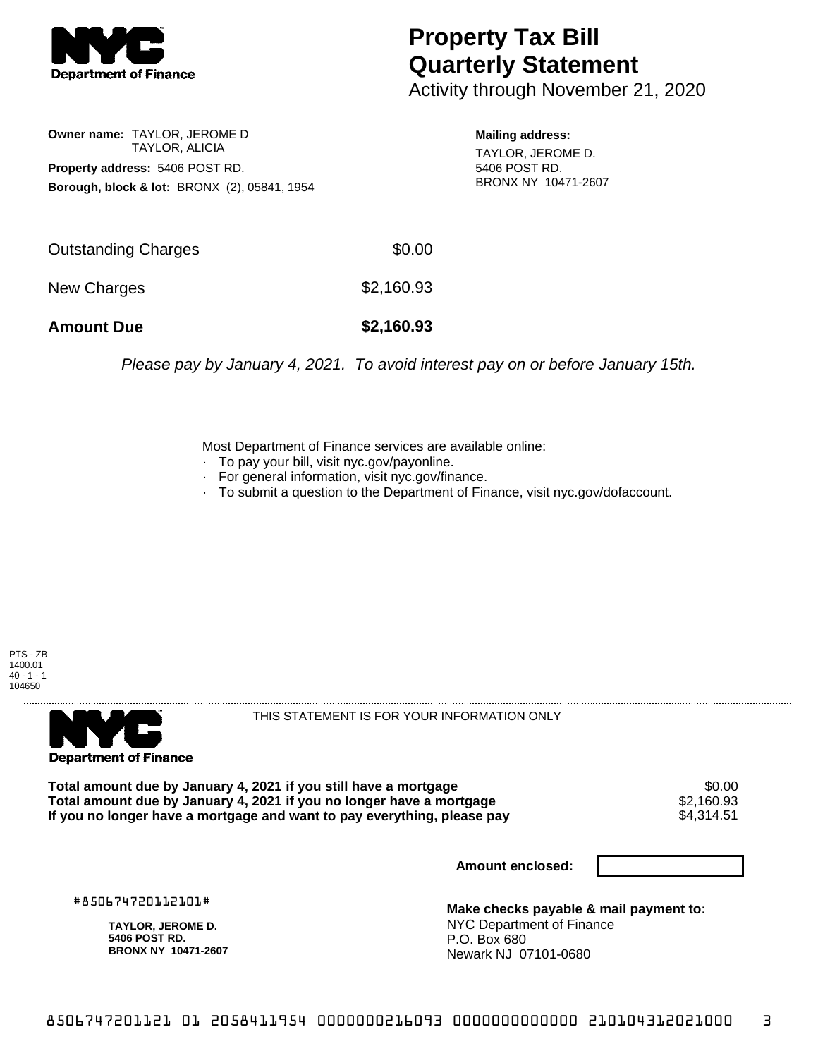# Property Tax Bill Quarterly Statement

Activity through November 21, 2020

**Owner name:** TAYLOR, JEROME D
TAYLOR, ALICIA

**Property address:** 5406 POST RD.

**Borough, block & lot:** BRONX (2), 05841, 1954

**Mailing address:**
TAYLOR, JEROME D.
5406 POST RD.
BRONX NY 10471-2607

| | |
|---|---|
| Outstanding Charges | $0.00 |
| New Charges | $2,160.93 |
| **Amount Due** | **$2,160.93** |

*Please pay by January 4, 2021. To avoid interest pay on or before January 15th.*

Most Department of Finance services are available online:

- To pay your bill, visit nyc.gov/payonline.
- For general information, visit nyc.gov/finance.
- To submit a question to the Department of Finance, visit nyc.gov/dofaccount.

PTS - ZB
1400.01
40 - 1 - 1
104650

THIS STATEMENT IS FOR YOUR INFORMATION ONLY

| | |
|---|---|
| **Total amount due by January 4, 2021 if you still have a mortgage** | $0.00 |
| **Total amount due by January 4, 2021 if you no longer have a mortgage** | $2,160.93 |
| **If you no longer have a mortgage and want to pay everything, please pay** | $4,314.51 |

**Amount enclosed:**

#850674720112101#

**TAYLOR, JEROME D.**
**5406 POST RD.**
**BRONX NY 10471-2607**

**Make checks payable & mail payment to:**
NYC Department of Finance
P.O. Box 680
Newark NJ 07101-0680

850674720112101 2058411954 0000000216093 0000000000000 210104312021000 3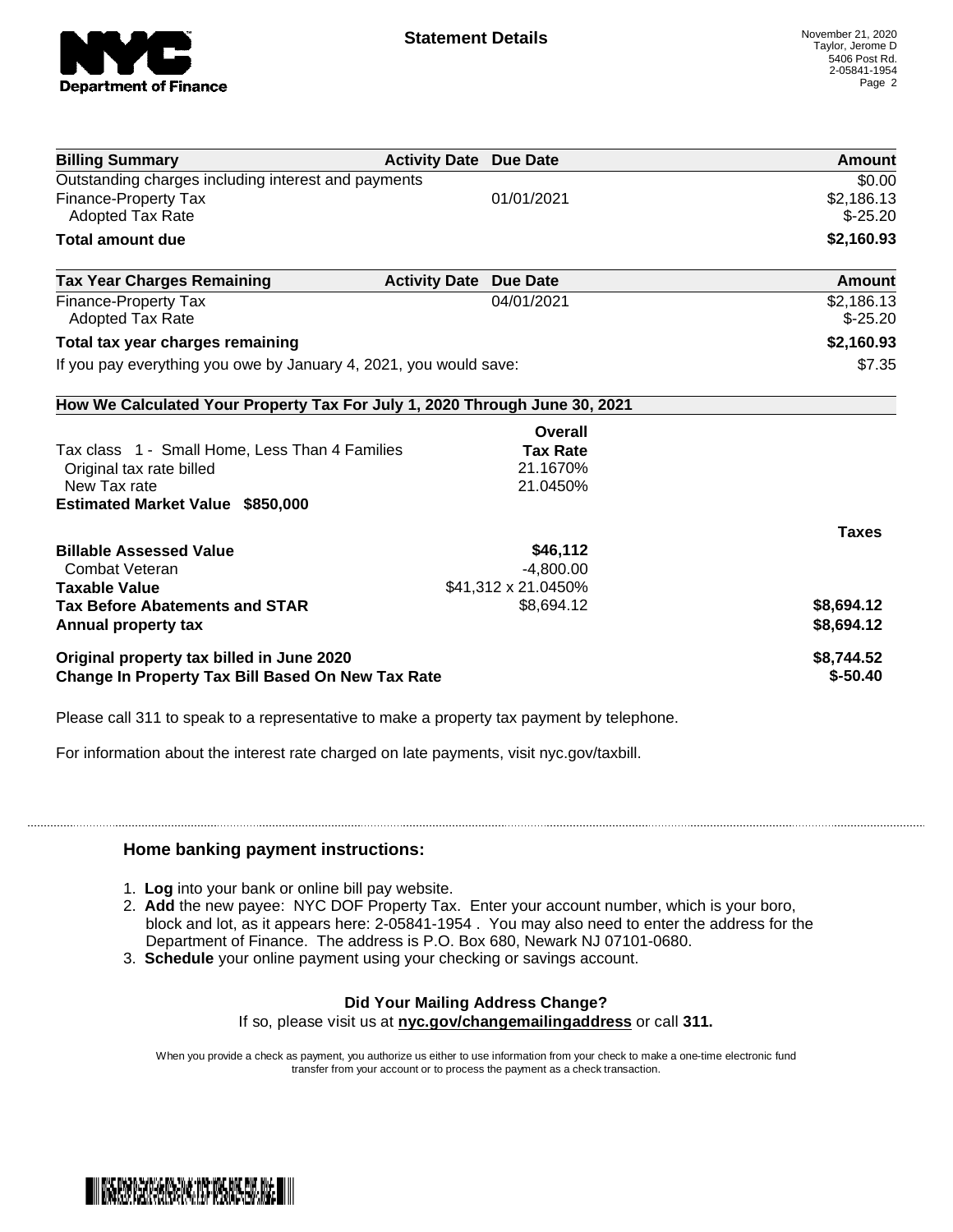## Statement Details

November 21, 2020
Taylor, Jerome D
5406 Post Rd.
2-05841-1954

| Billing Summary | Activity Date | Due Date | Amount |
|---|---|---|---|
| Outstanding charges including interest and payments | | | $0.00 |
| Finance-Property Tax | | 01/01/2021 | $2,186.13 |
| Adopted Tax Rate | | | $-25.20 |
| **Total amount due** | | | **$2,160.93** |

| Tax Year Charges Remaining | Activity Date | Due Date | Amount |
|---|---|---|---|
| Finance-Property Tax | | 04/01/2021 | $2,186.13 |
| Adopted Tax Rate | | | $-25.20 |
| **Total tax year charges remaining** | | | **$2,160.93** |
| If you pay everything you owe by January 4, 2021, you would save: | | | $7.35 |

### How We Calculated Your Property Tax For July 1, 2020 Through June 30, 2021

| | Overall Tax Rate | Taxes |
|---|---|---|
| Tax class 1 - Small Home, Less Than 4 Families | | |
| Original tax rate billed | 21.1670% | |
| New Tax rate | 21.0450% | |
| **Estimated Market Value $850,000** | | |
| **Billable Assessed Value** | **$46,112** | |
| Combat Veteran | -4,800.00 | |
| **Taxable Value** | $41,312 x 21.0450% | |
| **Tax Before Abatements and STAR** | $8,694.12 | **$8,694.12** |
| **Annual property tax** | | **$8,694.12** |
| **Original property tax billed in June 2020** | | **$8,744.52** |
| **Change In Property Tax Bill Based On New Tax Rate** | | **$-50.40** |

Please call 311 to speak to a representative to make a property tax payment by telephone.

For information about the interest rate charged on late payments, visit nyc.gov/taxbill.

### Home banking payment instructions:

1. **Log** into your bank or online bill pay website.
2. **Add** the new payee: NYC DOF Property Tax. Enter your account number, which is your boro, block and lot, as it appears here: 2-05841-1954 . You may also need to enter the address for the Department of Finance. The address is P.O. Box 680, Newark NJ 07101-0680.
3. **Schedule** your online payment using your checking or savings account.

**Did Your Mailing Address Change?**

If so, please visit us at **nyc.gov/changemailingaddress** or call **311.**

When you provide a check as payment, you authorize us either to use information from your check to make a one-time electronic fund transfer from your account or to process the payment as a check transaction.